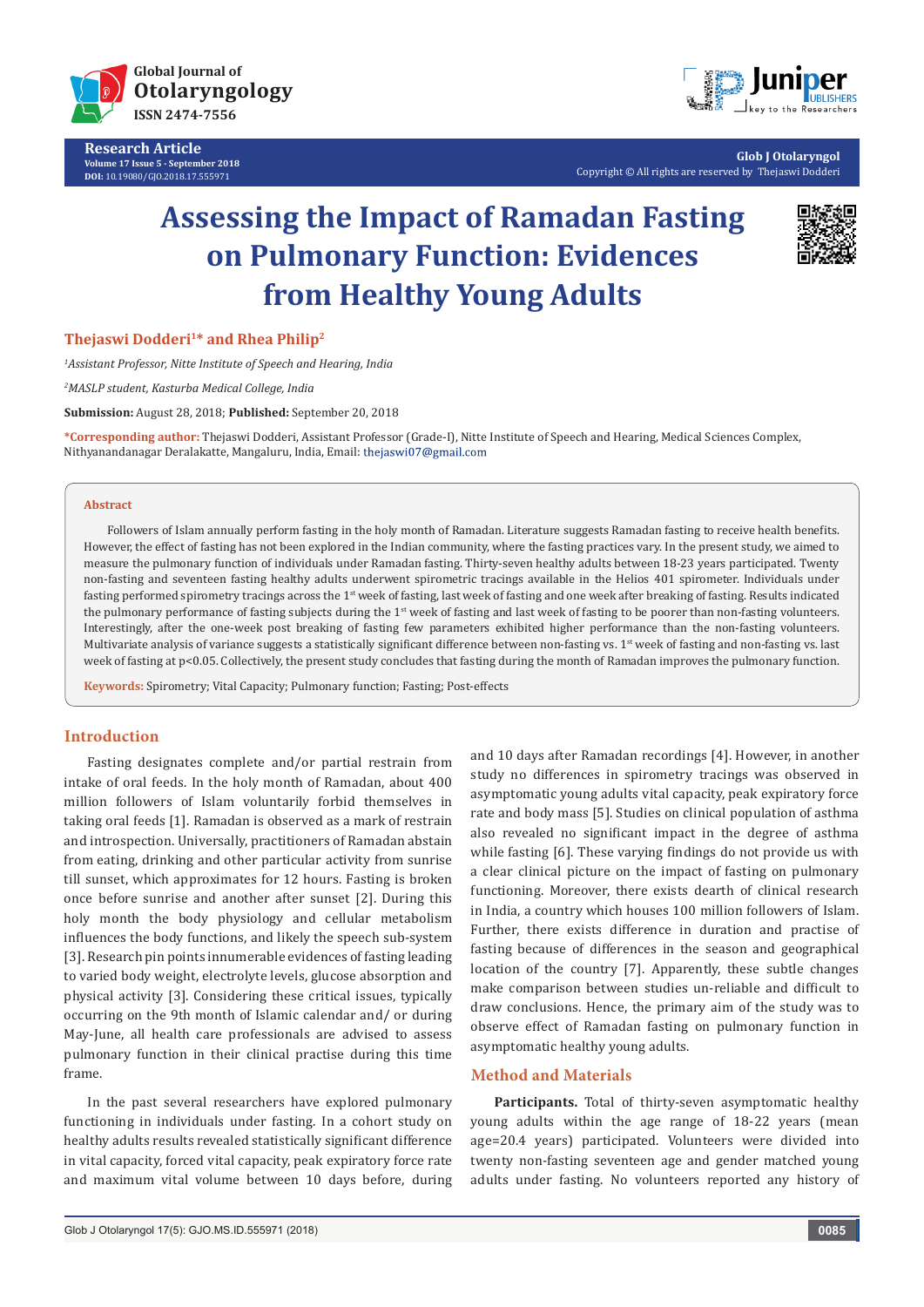# Assessing the Impact of Ramadan Fasting on Pulmonary Function: Evidences from Healthy Young Adults

**Thejaswi Dodderi[1]* and Rhea Philip[2]**

[1]*Assistant Professor, Nitte Institute of Speech and Hearing, India*

[2]*MASLP student, Kasturba Medical College, India*

**Submission:** August 28, 2018; **Published:** September 20, 2018

**\*Corresponding author:** Thejaswi Dodderi, Assistant Professor (Grade-I), Nitte Institute of Speech and Hearing, Medical Sciences Complex, Nithyanandanagar Deralakatte, Mangaluru, India, Email: thejaswi07@gmail.com

## Abstract

Followers of Islam annually perform fasting in the holy month of Ramadan. Literature suggests Ramadan fasting to receive health benefits. However, the effect of fasting has not been explored in the Indian community, where the fasting practices vary. In the present study, we aimed to measure the pulmonary function of individuals under Ramadan fasting. Thirty-seven healthy adults between 18-23 years participated. Twenty non-fasting and seventeen fasting healthy adults underwent spirometric tracings available in the Helios 401 spirometer. Individuals under fasting performed spirometry tracings across the 1st week of fasting, last week of fasting and one week after breaking of fasting. Results indicated the pulmonary performance of fasting subjects during the 1st week of fasting and last week of fasting to be poorer than non-fasting volunteers. Interestingly, after the one-week post breaking of fasting few parameters exhibited higher performance than the non-fasting volunteers. Multivariate analysis of variance suggests a statistically significant difference between non-fasting vs. 1st week of fasting and non-fasting vs. last week of fasting at $p<0.05$. Collectively, the present study concludes that fasting during the month of Ramadan improves the pulmonary function.

**Keywords:** Spirometry; Vital Capacity; Pulmonary function; Fasting; Post-effects

## Introduction

Fasting designates complete and/or partial restrain from intake of oral feeds. In the holy month of Ramadan, about 400 million followers of Islam voluntarily forbid themselves in taking oral feeds [1]. Ramadan is observed as a mark of restrain and introspection. Universally, practitioners of Ramadan abstain from eating, drinking and other particular activity from sunrise till sunset, which approximates for 12 hours. Fasting is broken once before sunrise and another after sunset [2]. During this holy month the body physiology and cellular metabolism influences the body functions, and likely the speech sub-system [3]. Research pin points innumerable evidences of fasting leading to varied body weight, electrolyte levels, glucose absorption and physical activity [3]. Considering these critical issues, typically occurring on the 9th month of Islamic calendar and/ or during May-June, all health care professionals are advised to assess pulmonary function in their clinical practise during this time frame.

In the past several researchers have explored pulmonary functioning in individuals under fasting. In a cohort study on healthy adults results revealed statistically significant difference in vital capacity, forced vital capacity, peak expiratory force rate and maximum vital volume between 10 days before, during and 10 days after Ramadan recordings [4]. However, in another study no differences in spirometry tracings was observed in asymptomatic young adults vital capacity, peak expiratory force rate and body mass [5]. Studies on clinical population of asthma also revealed no significant impact in the degree of asthma while fasting [6]. These varying findings do not provide us with a clear clinical picture on the impact of fasting on pulmonary functioning. Moreover, there exists dearth of clinical research in India, a country which houses 100 million followers of Islam. Further, there exists difference in duration and practise of fasting because of differences in the season and geographical location of the country [7]. Apparently, these subtle changes make comparison between studies un-reliable and difficult to draw conclusions. Hence, the primary aim of the study was to observe effect of Ramadan fasting on pulmonary function in asymptomatic healthy young adults.

## Method and Materials

**Participants.** Total of thirty-seven asymptomatic healthy young adults within the age range of 18-22 years (mean age=20.4 years) participated. Volunteers were divided into twenty non-fasting seventeen age and gender matched young adults under fasting. No volunteers reported any history of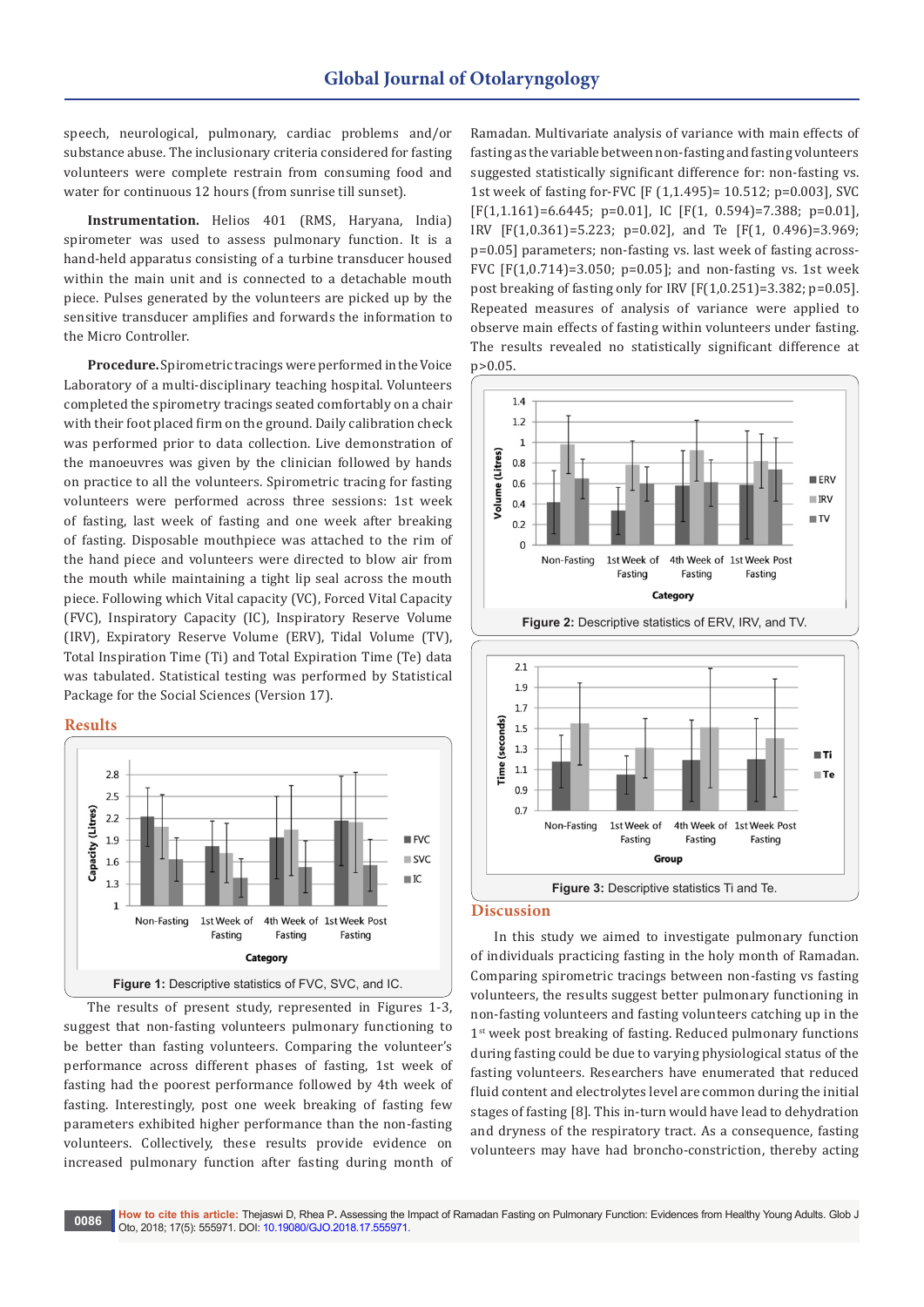speech, neurological, pulmonary, cardiac problems and/or substance abuse. The inclusionary criteria considered for fasting volunteers were complete restrain from consuming food and water for continuous 12 hours (from sunrise till sunset).

**Instrumentation.** Helios 401 (RMS, Haryana, India) spirometer was used to assess pulmonary function. It is a hand-held apparatus consisting of a turbine transducer housed within the main unit and is connected to a detachable mouth piece. Pulses generated by the volunteers are picked up by the sensitive transducer amplifies and forwards the information to the Micro Controller.

**Procedure.** Spirometric tracings were performed in the Voice Laboratory of a multi-disciplinary teaching hospital. Volunteers completed the spirometry tracings seated comfortably on a chair with their foot placed firm on the ground. Daily calibration check was performed prior to data collection. Live demonstration of the manoeuvres was given by the clinician followed by hands on practice to all the volunteers. Spirometric tracing for fasting volunteers were performed across three sessions: 1st week of fasting, last week of fasting and one week after breaking of fasting. Disposable mouthpiece was attached to the rim of the hand piece and volunteers were directed to blow air from the mouth while maintaining a tight lip seal across the mouth piece. Following which Vital capacity (VC), Forced Vital Capacity (FVC), Inspiratory Capacity (IC), Inspiratory Reserve Volume (IRV), Expiratory Reserve Volume (ERV), Tidal Volume (TV), Total Inspiration Time (Ti) and Total Expiration Time (Te) data was tabulated. Statistical testing was performed by Statistical Package for the Social Sciences (Version 17).

## Results

Figure 1: Descriptive statistics of FVC, SVC, and IC.

The results of present study, represented in Figures 1-3, suggest that non-fasting volunteers pulmonary functioning to be better than fasting volunteers. Comparing the volunteer's performance across different phases of fasting, 1st week of fasting had the poorest performance followed by 4th week of fasting. Interestingly, post one week breaking of fasting few parameters exhibited higher performance than the non-fasting volunteers. Collectively, these results provide evidence on increased pulmonary function after fasting during month of Ramadan. Multivariate analysis of variance with main effects of fasting as the variable between non-fasting and fasting volunteers suggested statistically significant difference for: non-fasting vs. 1st week of fasting for-FVC [$F(1,1.495)=10.512$; $p=0.003$], SVC [$F(1,1.161)=6.6445$; $p=0.01$], IC [$F(1, 0.594)=7.388$; $p=0.01$], IRV [$F(1,0.361)=5.223$; $p=0.02$], and Te [$F(1, 0.496)=3.969$; $p=0.05$] parameters; non-fasting vs. last week of fasting across-FVC [$F(1,0.714)=3.050$; $p=0.05$]; and non-fasting vs. 1st week post breaking of fasting only for IRV [$F(1,0.251)=3.382$; $p=0.05$]. Repeated measures of analysis of variance were applied to observe main effects of fasting within volunteers under fasting. The results revealed no statistically significant difference at $p>0.05$.

Figure 2: Descriptive statistics of ERV, IRV, and TV.

Figure 3: Descriptive statistics Ti and Te.

## Discussion

In this study we aimed to investigate pulmonary function of individuals practicing fasting in the holy month of Ramadan. Comparing spirometric tracings between non-fasting vs fasting volunteers, the results suggest better pulmonary functioning in non-fasting volunteers and fasting volunteers catching up in the 1st week post breaking of fasting. Reduced pulmonary functions during fasting could be due to varying physiological status of the fasting volunteers. Researchers have enumerated that reduced fluid content and electrolytes level are common during the initial stages of fasting [8]. This in-turn would have lead to dehydration and dryness of the respiratory tract. As a consequence, fasting volunteers may have had broncho-constriction, thereby acting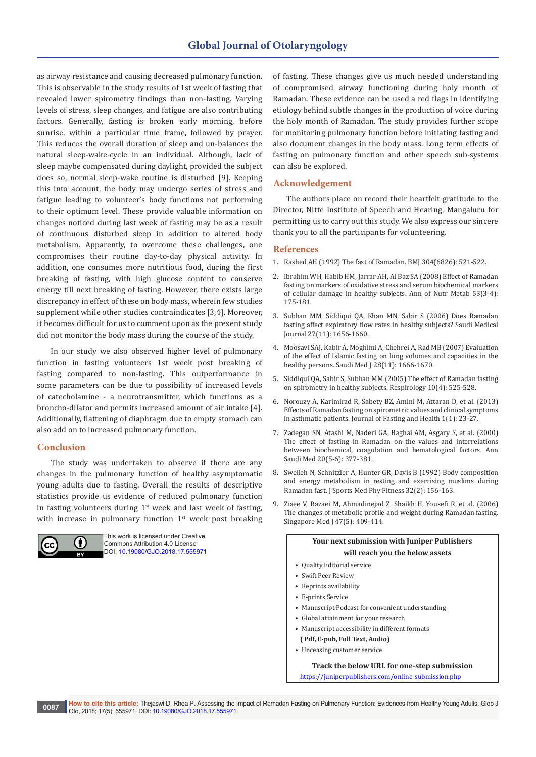as airway resistance and causing decreased pulmonary function. This is observable in the study results of 1st week of fasting that revealed lower spirometry findings than non-fasting. Varying levels of stress, sleep changes, and fatigue are also contributing factors. Generally, fasting is broken early morning, before sunrise, within a particular time frame, followed by prayer. This reduces the overall duration of sleep and un-balances the natural sleep-wake-cycle in an individual. Although, lack of sleep maybe compensated during daylight, provided the subject does so, normal sleep-wake routine is disturbed [9]. Keeping this into account, the body may undergo series of stress and fatigue leading to volunteer's body functions not performing to their optimum level. These provide valuable information on changes noticed during last week of fasting may be as a result of continuous disturbed sleep in addition to altered body metabolism. Apparently, to overcome these challenges, one compromises their routine day-to-day physical activity. In addition, one consumes more nutritious food, during the first breaking of fasting, with high glucose content to conserve energy till next breaking of fasting. However, there exists large discrepancy in effect of these on body mass, wherein few studies supplement while other studies contraindicates [3,4]. Moreover, it becomes difficult for us to comment upon as the present study did not monitor the body mass during the course of the study.

In our study we also observed higher level of pulmonary function in fasting volunteers 1st week post breaking of fasting compared to non-fasting. This outperformance in some parameters can be due to possibility of increased levels of catecholamine - a neurotransmitter, which functions as a broncho-dilator and permits increased amount of air intake [4]. Additionally, flattening of diaphragm due to empty stomach can also add on to increased pulmonary function.

## Conclusion

The study was undertaken to observe if there are any changes in the pulmonary function of healthy asymptomatic young adults due to fasting. Overall the results of descriptive statistics provide us evidence of reduced pulmonary function in fasting volunteers during 1st week and last week of fasting, with increase in pulmonary function 1st week post breaking of fasting. These changes give us much needed understanding of compromised airway functioning during holy month of Ramadan. These evidence can be used a red flags in identifying etiology behind subtle changes in the production of voice during the holy month of Ramadan. The study provides further scope for monitoring pulmonary function before initiating fasting and also document changes in the body mass. Long term effects of fasting on pulmonary function and other speech sub-systems can also be explored.

## Acknowledgement

The authors place on record their heartfelt gratitude to the Director, Nitte Institute of Speech and Hearing, Mangaluru for permitting us to carry out this study. We also express our sincere thank you to all the participants for volunteering.

## References

1. Rashed AH (1992) The fast of Ramadan. BMJ 304(6826): 521-522.
2. Ibrahim WH, Habib HM, Jarrar AH, Al Baz SA (2008) Effect of Ramadan fasting on markers of oxidative stress and serum biochemical markers of cellular damage in healthy subjects. Ann of Nutr Metab 53(3-4): 175-181.
3. Subhan MM, Siddiqui QA, Khan MN, Sabir S (2006) Does Ramadan fasting affect expiratory flow rates in healthy subjects? Saudi Medical Journal 27(11): 1656-1660.
4. Moosavi SAJ, Kabir A, Moghimi A, Chehrei A, Rad MB (2007) Evaluation of the effect of Islamic fasting on lung volumes and capacities in the healthy persons. Saudi Med J 28(11): 1666-1670.
5. Siddiqui QA, Sabir S, Subhan MM (2005) The effect of Ramadan fasting on spirometry in healthy subjects. Respirology 10(4): 525-528.
6. Norouzy A, Karimirad R, Sabety BZ, Amini M, Attaran D, et al. (2013) Effects of Ramadan fasting on spirometric values and clinical symptoms in asthmatic patients. Journal of Fasting and Health 1(1): 23-27.
7. Zadegan SN, Atashi M, Naderi GA, Baghai AM, Asgary S, et al. (2000) The effect of fasting in Ramadan on the values and interrelations between biochemical, coagulation and hematological factors. Ann Saudi Med 20(5-6): 377-381.
8. Sweileh N, Schnitzler A, Hunter GR, Davis B (1992) Body composition and energy metabolism in resting and exercising muslims during Ramadan fast. J Sports Med Phy Fitness 32(2): 156-163.
9. Ziaee V, Razaei M, Ahmadinejad Z, Shaikh H, Yousefi R, et al. (2006) The changes of metabolic profile and weight during Ramadan fasting. Singapore Med J 47(5): 409-414.

This work is licensed under Creative Commons Attribution 4.0 License
DOI: 10.19080/GJO.2018.17.555971

**Your next submission with Juniper Publishers will reach you the below assets**

- Quality Editorial service
- Swift Peer Review
- Reprints availability
- E-prints Service
- Manuscript Podcast for convenient understanding
- Global attainment for your research
- Manuscript accessibility in different formats
  **( Pdf, E-pub, Full Text, Audio)**
- Unceasing customer service

**Track the below URL for one-step submission**
https://juniperpublishers.com/online-submission.php

**How to cite this article:** Thejaswi D, Rhea P. Assessing the Impact of Ramadan Fasting on Pulmonary Function: Evidences from Healthy Young Adults. Glob J Oto, 2018; 17(5): 555971. DOI: 10.19080/GJO.2018.17.555971.